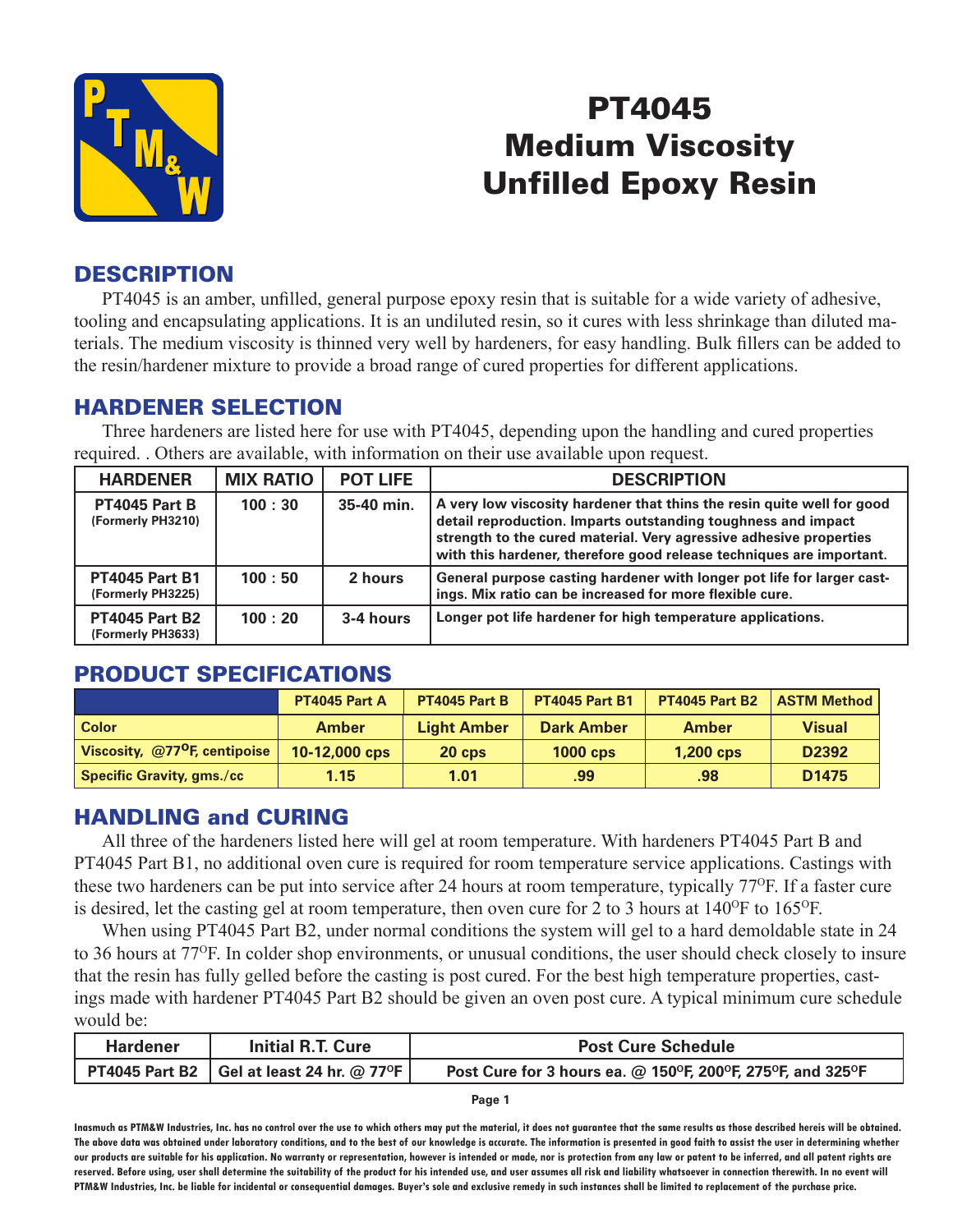# PT4045 Medium Viscosity Unfilled Epoxy Resin

## DESCRIPTION

PT4045 is an amber, unfilled, general purpose epoxy resin that is suitable for a wide variety of adhesive, tooling and encapsulating applications. It is an undiluted resin, so it cures with less shrinkage than diluted materials. The medium viscosity is thinned very well by hardeners, for easy handling. Bulk fillers can be added to the resin/hardener mixture to provide a broad range of cured properties for different applications.

## HARDENER SELECTION

Three hardeners are listed here for use with PT4045, depending upon the handling and cured properties required. . Others are available, with information on their use available upon request.

| HARDENER | MIX RATIO | POT LIFE | DESCRIPTION |
|---|---|---|---|
| **PT4045 Part B** (Formerly PH3210) | 100 : 30 | 35-40 min. | A very low viscosity hardener that thins the resin quite well for good detail reproduction. Imparts outstanding toughness and impact strength to the cured material. Very agressive adhesive properties with this hardener, therefore good release techniques are important. |
| **PT4045 Part B1** (Formerly PH3225) | 100 : 50 | 2 hours | General purpose casting hardener with longer pot life for larger castings. Mix ratio can be increased for more flexible cure. |
| **PT4045 Part B2** (Formerly PH3633) | 100 : 20 | 3-4 hours | Longer pot life hardener for high temperature applications. |

## PRODUCT SPECIFICATIONS

| | PT4045 Part A | PT4045 Part B | PT4045 Part B1 | PT4045 Part B2 | ASTM Method |
|---|---|---|---|---|---|
| Color | Amber | Light Amber | Dark Amber | Amber | Visual |
| Viscosity, @77°F, centipoise | 10-12,000 cps | 20 cps | 1000 cps | 1,200 cps | D2392 |
| Specific Gravity, gms./cc | 1.15 | 1.01 | .99 | .98 | D1475 |

## HANDLING and CURING

All three of the hardeners listed here will gel at room temperature. With hardeners PT4045 Part B and PT4045 Part B1, no additional oven cure is required for room temperature service applications. Castings with these two hardeners can be put into service after 24 hours at room temperature, typically 77°F. If a faster cure is desired, let the casting gel at room temperature, then oven cure for 2 to 3 hours at 140°F to 165°F.

When using PT4045 Part B2, under normal conditions the system will gel to a hard demoldable state in 24 to 36 hours at 77°F. In colder shop environments, or unusual conditions, the user should check closely to insure that the resin has fully gelled before the casting is post cured. For the best high temperature properties, castings made with hardener PT4045 Part B2 should be given an oven post cure. A typical minimum cure schedule would be:

| Hardener | Initial R.T. Cure | Post Cure Schedule |
|---|---|---|
| PT4045 Part B2 | Gel at least 24 hr. @ 77°F | Post Cure for 3 hours ea. @ 150°F, 200°F, 275°F, and 325°F |

Inasmuch as PTM&W Industries, Inc. has no control over the use to which others may put the material, it does not guarantee that the same results as those described hereis will be obtained. The above data was obtained under laboratory conditions, and to the best of our knowledge is accurate. The information is presented in good faith to assist the user in determining whether our products are suitable for his application. No warranty or representation, however is intended or made, nor is protection from any law or patent to be inferred, and all patent rights are reserved. Before using, user shall determine the suitability of the product for his intended use, and user assumes all risk and liability whatsoever in connection therewith. In no event will PTM&W Industries, Inc. be liable for incidental or consequential damages. Buyer's sole and exclusive remedy in such instances shall be limited to replacement of the purchase price.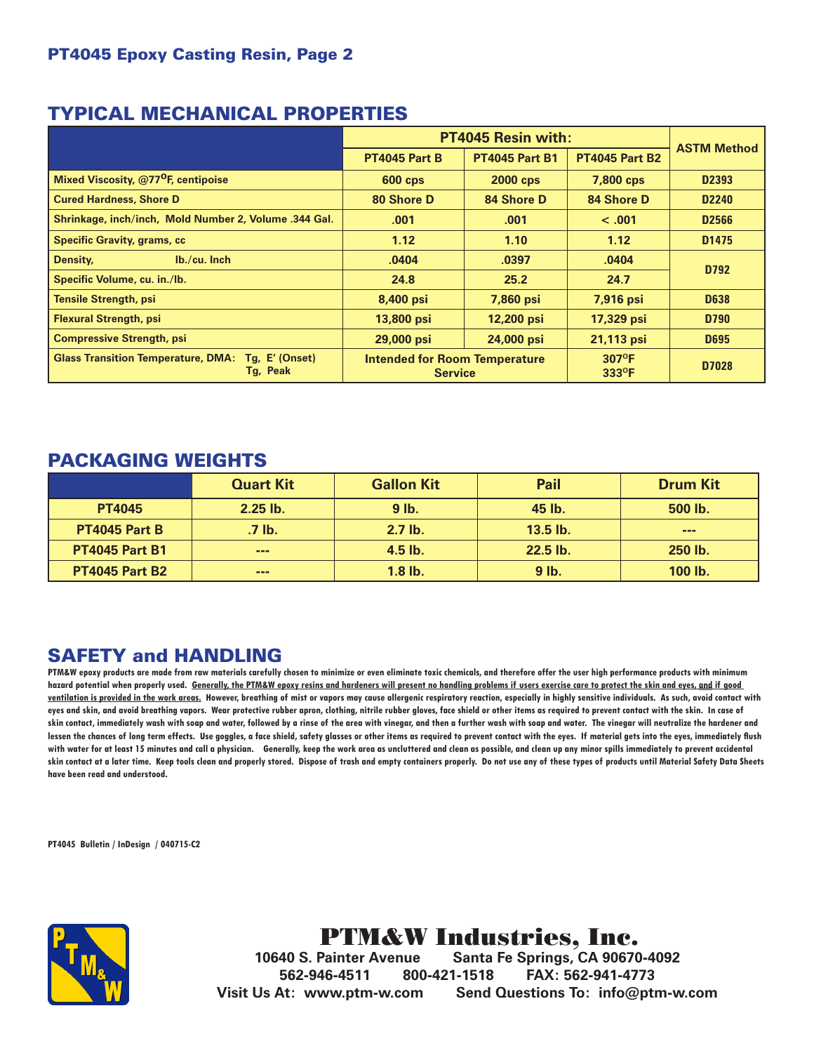## TYPICAL MECHANICAL PROPERTIES

| | PT4045 Resin with: | | | ASTM Method |
|---|---|---|---|---|
| | PT4045 Part B | PT4045 Part B1 | PT4045 Part B2 | |
| Mixed Viscosity, @77$^{O}$F, centipoise | 600 cps | 2000 cps | 7,800 cps | D2393 |
| Cured Hardness, Shore D | 80 Shore D | 84 Shore D | 84 Shore D | D2240 |
| Shrinkage, inch/inch, Mold Number 2, Volume .344 Gal. | .001 | .001 | < .001 | D2566 |
| Specific Gravity, grams, cc | 1.12 | 1.10 | 1.12 | D1475 |
| Density, lb./cu. Inch | .0404 | .0397 | .0404 | D792 |
| Specific Volume, cu. in./lb. | 24.8 | 25.2 | 24.7 | D792 |
| Tensile Strength, psi | 8,400 psi | 7,860 psi | 7,916 psi | D638 |
| Flexural Strength, psi | 13,800 psi | 12,200 psi | 17,329 psi | D790 |
| Compressive Strength, psi | 29,000 psi | 24,000 psi | 21,113 psi | D695 |
| Glass Transition Temperature, DMA: Tg, E' (Onset) Tg, Peak | Intended for Room Temperature Service | | 307$^{O}$F 333$^{O}$F | D7028 |

## PACKAGING WEIGHTS

| | Quart Kit | Gallon Kit | Pail | Drum Kit |
|---|---|---|---|---|
| PT4045 | 2.25 lb. | 9 lb. | 45 lb. | 500 lb. |
| PT4045 Part B | .7 lb. | 2.7 lb. | 13.5 lb. | --- |
| PT4045 Part B1 | --- | 4.5 lb. | 22.5 lb. | 250 lb. |
| PT4045 Part B2 | --- | 1.8 lb. | 9 lb. | 100 lb. |

## SAFETY and HANDLING

PTM&W epoxy products are made from raw materials carefully chosen to minimize or even eliminate toxic chemicals, and therefore offer the user high performance products with minimum hazard potential when properly used. Generally, the PTM&W epoxy resins and hardeners will present no handling problems if users exercise care to protect the skin and eyes, and if good ventilation is provided in the work areas. However, breathing of mist or vapors may cause allergenic respiratory reaction, especially in highly sensitive individuals. As such, avoid contact with eyes and skin, and avoid breathing vapors. Wear protective rubber apron, clothing, nitrile rubber gloves, face shield or other items as required to prevent contact with the skin. In case of skin contact, immediately wash with soap and water, followed by a rinse of the area with vinegar, and then a further wash with soap and water. The vinegar will neutralize the hardener and lessen the chances of long term effects. Use goggles, a face shield, safety glasses or other items as required to prevent contact with the eyes. If material gets into the eyes, immediately flush with water for at least 15 minutes and call a physician. Generally, keep the work area as uncluttered and clean as possible, and clean up any minor spills immediately to prevent accidental skin contact at a later time. Keep tools clean and properly stored. Dispose of trash and empty containers properly. Do not use any of these types of products until Material Safety Data Sheets have been read and understood.

PT4045 Bulletin / InDesign / 040715-C2

**PTM&W Industries, Inc.**
10640 S. Painter Avenue Santa Fe Springs, CA 90670-4092
562-946-4511 800-421-1518 FAX: 562-941-4773
Visit Us At: www.ptm-w.com Send Questions To: info@ptm-w.com